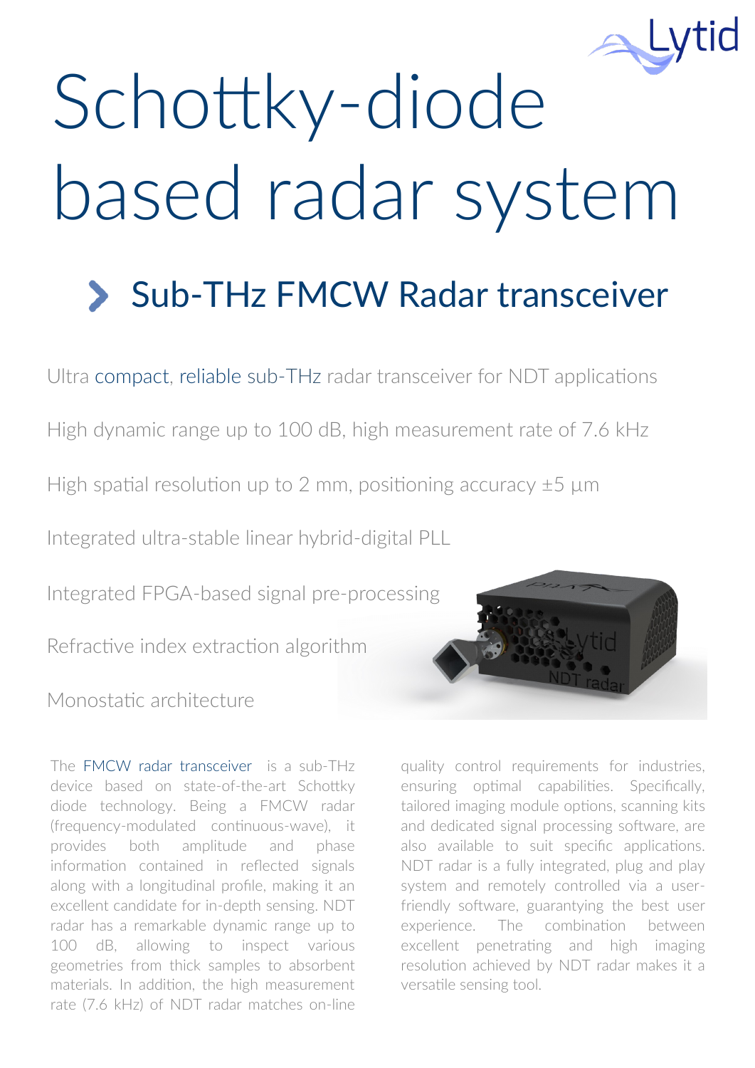# Schottky-diode based radar system

## Sub-THz FMCW Radar transceiver

Ultra compact, reliable sub-THz radar transceiver for NDT applications

High dynamic range up to 100 dB, high measurement rate of 7.6 kHz

High spatial resolution up to 2 mm, positioning accuracy ±5 µm

Integrated ultra-stable linear hybrid-digital PLL

Integrated FPGA-based signal pre-processing

Refractive index extraction algorithm

Monostatic architecture

The FMCW radar transceiver is a sub-THz device based on state-of-the-art Schottky diode technology. Being a FMCW radar (frequency-modulated continuous-wave), it provides both amplitude and phase information contained in reflected signals along with a longitudinal profile, making it an excellent candidate for in-depth sensing. NDT radar has a remarkable dynamic range up to 100 dB, allowing to inspect various geometries from thick samples to absorbent materials. In addition, the high measurement rate (7.6 kHz) of NDT radar matches on-line quality control requirements for industries, ensuring optimal capabilities. Specifically, tailored imaging module options, scanning kits and dedicated signal processing software, are also available to suit specific applications. NDT radar is a fully integrated, plug and play system and remotely controlled via a user-friendly software, guarantying the best user experience. The combination between excellent penetrating and high imaging resolution achieved by NDT radar makes it a versatile sensing tool.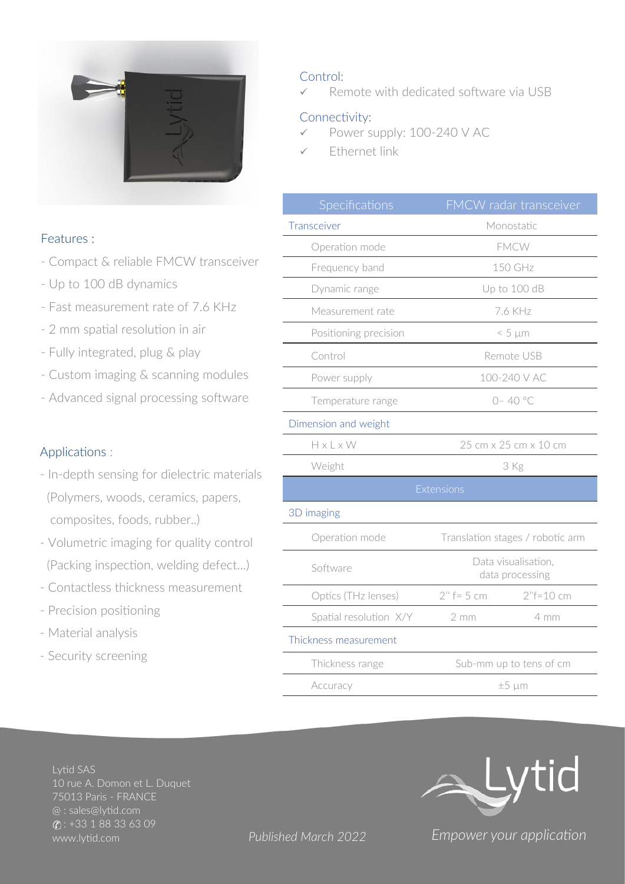### Control:

- ✓ Remote with dedicated software via USB

### Connectivity:

- ✓ Power supply: 100-240 V AC
- ✓ Ethernet link

### Features :

- Compact & reliable FMCW transceiver
- Up to 100 dB dynamics
- Fast measurement rate of 7.6 KHz
- 2 mm spatial resolution in air
- Fully integrated, plug & play
- Custom imaging & scanning modules
- Advanced signal processing software

### Applications :

- In-depth sensing for dielectric materials (Polymers, woods, ceramics, papers, composites, foods, rubber..)
- Volumetric imaging for quality control (Packing inspection, welding defect…)
- Contactless thickness measurement
- Precision positioning
- Material analysis
- Security screening

| Specifications | FMCW radar transceiver | |
|---|---|---|
| Transceiver | Monostatic | |
| Operation mode | FMCW | |
| Frequency band | 150 GHz | |
| Dynamic range | Up to 100 dB | |
| Measurement rate | 7.6 KHz | |
| Positioning precision | < 5 µm | |
| Control | Remote USB | |
| Power supply | 100-240 V AC | |
| Temperature range | 0– 40 °C | |
| Dimension and weight | | |
| H x L x W | 25 cm x 25 cm x 10 cm | |
| Weight | 3 Kg | |
| Extensions | | |
| 3D imaging | | |
| Operation mode | Translation stages / robotic arm | |
| Software | Data visualisation, data processing | |
| Optics (THz lenses) | 2'' f= 5 cm | 2''f=10 cm |
| Spatial resolution X/Y | 2 mm | 4 mm |
| Thickness measurement | | |
| Thickness range | Sub-mm up to tens of cm | |
| Accuracy | ±5 µm | |

Lytid SAS
10 rue A. Domon et L. Duquet
75013 Paris - FRANCE
@ : sales@lytid.com
✆ : +33 1 88 33 63 09
www.lytid.com

*Published March 2022*

Lytid

*Empower your application*